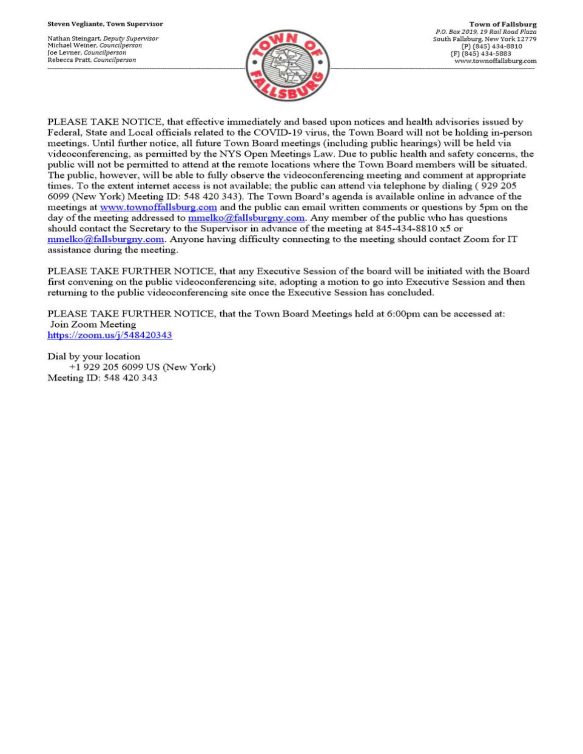**Steven Vegliante, Town Supervisor**

Nathan Steingart, *Deputy Supervisor*
Michael Weiner, *Councilperson*
Joe Levner, *Councilperson*
Rebecca Pratt, *Councilperson*

**Town of Fallsburg**
*P.O. Box 2019, 19 Rail Road Plaza*
South Fallsburg, New York 12779
(P) (845) 434-8810
(F) (845) 434-5883
www.townoffallsburg.com

---

PLEASE TAKE NOTICE, that effective immediately and based upon notices and health advisories issued by Federal, State and Local officials related to the COVID-19 virus, the Town Board will not be holding in-person meetings. Until further notice, all future Town Board meetings (including public hearings) will be held via videoconferencing, as permitted by the NYS Open Meetings Law. Due to public health and safety concerns, the public will not be permitted to attend at the remote locations where the Town Board members will be situated. The public, however, will be able to fully observe the videoconferencing meeting and comment at appropriate times. To the extent internet access is not available; the public can attend via telephone by dialing ( 929 205 6099 (New York) Meeting ID: 548 420 343). The Town Board's agenda is available online in advance of the meetings at www.townoffallsburg.com and the public can email written comments or questions by 5pm on the day of the meeting addressed to mmelko@fallsburgny.com. Any member of the public who has questions should contact the Secretary to the Supervisor in advance of the meeting at 845-434-8810 x5 or mmelko@fallsburgny.com. Anyone having difficulty connecting to the meeting should contact Zoom for IT assistance during the meeting.

PLEASE TAKE FURTHER NOTICE, that any Executive Session of the board will be initiated with the Board first convening on the public videoconferencing site, adopting a motion to go into Executive Session and then returning to the public videoconferencing site once the Executive Session has concluded.

PLEASE TAKE FURTHER NOTICE, that the Town Board Meetings held at 6:00pm can be accessed at:
Join Zoom Meeting
https://zoom.us/j/548420343

Dial by your location
+1 929 205 6099 US (New York)
Meeting ID: 548 420 343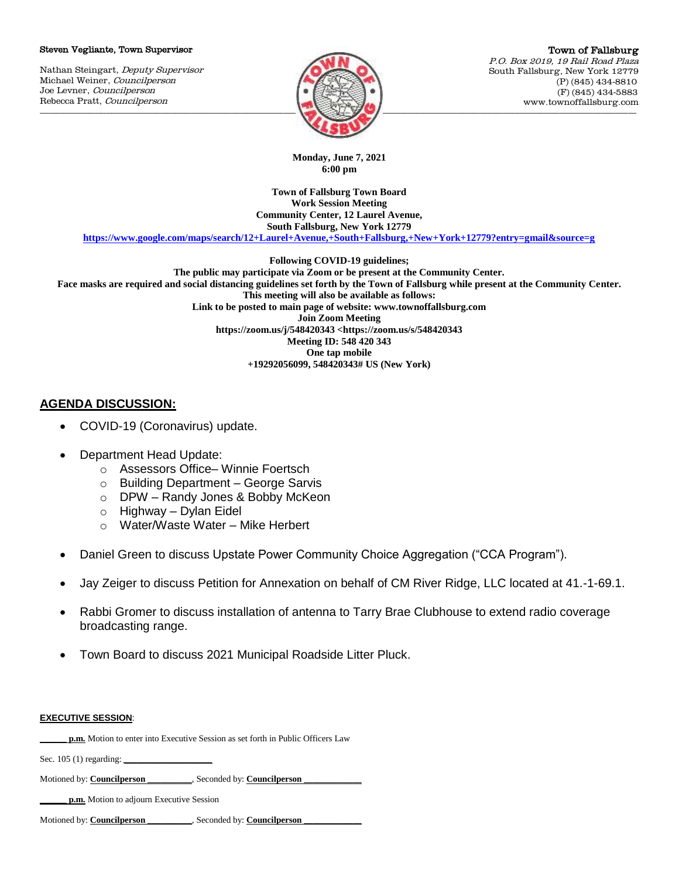**Steven Vegliante, Town Supervisor**

Nathan Steingart, *Deputy Supervisor*
Michael Weiner, *Councilperson*
Joe Levner, *Councilperson*
Rebecca Pratt, *Councilperson*

**Town of Fallsburg**
*P.O. Box 2019, 19 Rail Road Plaza*
South Fallsburg, New York 12779
(P) (845) 434-8810
(F) (845) 434-5883
www.townoffallsburg.com

**Monday, June 7, 2021**
**6:00 pm**

**Town of Fallsburg Town Board**
**Work Session Meeting**
**Community Center, 12 Laurel Avenue,**
**South Fallsburg, New York 12779**
**https://www.google.com/maps/search/12+Laurel+Avenue,+South+Fallsburg,+New+York+12779?entry=gmail&source=g**

**Following COVID-19 guidelines;**
**The public may participate via Zoom or be present at the Community Center.**
**Face masks are required and social distancing guidelines set forth by the Town of Fallsburg while present at the Community Center.**
**This meeting will also be available as follows:**
**Link to be posted to main page of website: www.townoffallsburg.com**
**Join Zoom Meeting**
**https://zoom.us/j/548420343 <https://zoom.us/s/548420343**
**Meeting ID: 548 420 343**
**One tap mobile**
**+19292056099, 548420343# US (New York)**

## AGENDA DISCUSSION:

- COVID-19 (Coronavirus) update.
- Department Head Update:
  - Assessors Office– Winnie Foertsch
  - Building Department – George Sarvis
  - DPW – Randy Jones & Bobby McKeon
  - Highway – Dylan Eidel
  - Water/Waste Water – Mike Herbert
- Daniel Green to discuss Upstate Power Community Choice Aggregation ("CCA Program").
- Jay Zeiger to discuss Petition for Annexation on behalf of CM River Ridge, LLC located at 41.-1-69.1.
- Rabbi Gromer to discuss installation of antenna to Tarry Brae Clubhouse to extend radio coverage broadcasting range.
- Town Board to discuss 2021 Municipal Roadside Litter Pluck.

**EXECUTIVE SESSION**:

______ **p.m.** Motion to enter into Executive Session as set forth in Public Officers Law

Sec. 105 (1) regarding: ____________________

Motioned by: **Councilperson** __________, Seconded by: **Councilperson** _____________

______ **p.m.** Motion to adjourn Executive Session

Motioned by: **Councilperson** __________, Seconded by: **Councilperson** _____________